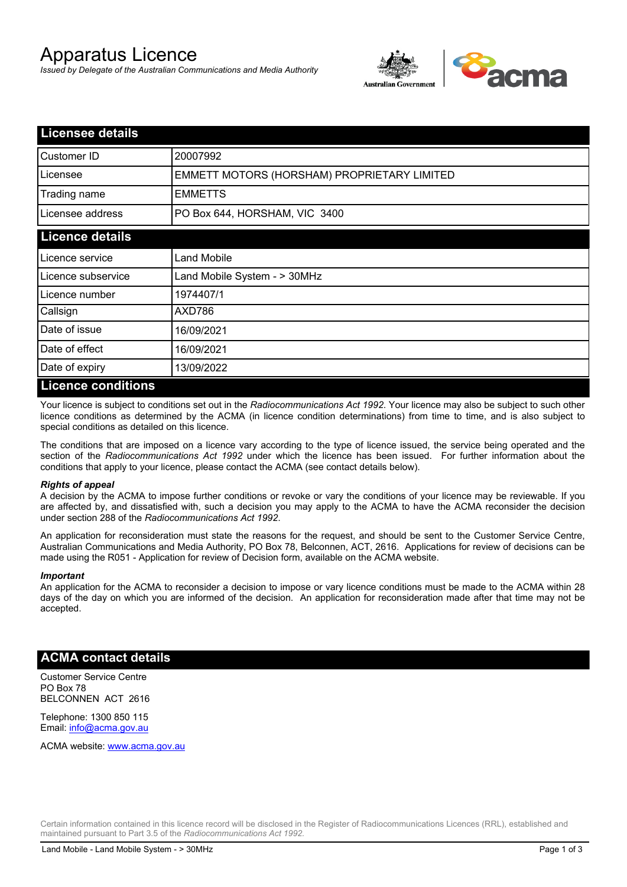# Apparatus Licence

*Issued by Delegate of the Australian Communications and Media Authority*

## Licensee details

| | |
|---|---|
| Customer ID | 20007992 |
| Licensee | EMMETT MOTORS (HORSHAM) PROPRIETARY LIMITED |
| Trading name | EMMETTS |
| Licensee address | PO Box 644, HORSHAM, VIC 3400 |

## Licence details

| | |
|---|---|
| Licence service | Land Mobile |
| Licence subservice | Land Mobile System - > 30MHz |
| Licence number | 1974407/1 |
| Callsign | AXD786 |
| Date of issue | 16/09/2021 |
| Date of effect | 16/09/2021 |
| Date of expiry | 13/09/2022 |

## Licence conditions

Your licence is subject to conditions set out in the *Radiocommunications Act 1992*. Your licence may also be subject to such other licence conditions as determined by the ACMA (in licence condition determinations) from time to time, and is also subject to special conditions as detailed on this licence.

The conditions that are imposed on a licence vary according to the type of licence issued, the service being operated and the section of the *Radiocommunications Act 1992* under which the licence has been issued. For further information about the conditions that apply to your licence, please contact the ACMA (see contact details below).

***Rights of appeal***

A decision by the ACMA to impose further conditions or revoke or vary the conditions of your licence may be reviewable. If you are affected by, and dissatisfied with, such a decision you may apply to the ACMA to have the ACMA reconsider the decision under section 288 of the *Radiocommunications Act 1992*.

An application for reconsideration must state the reasons for the request, and should be sent to the Customer Service Centre, Australian Communications and Media Authority, PO Box 78, Belconnen, ACT, 2616. Applications for review of decisions can be made using the R051 - Application for review of Decision form, available on the ACMA website.

***Important***

An application for the ACMA to reconsider a decision to impose or vary licence conditions must be made to the ACMA within 28 days of the day on which you are informed of the decision. An application for reconsideration made after that time may not be accepted.

## ACMA contact details

Customer Service Centre
PO Box 78
BELCONNEN ACT 2616

Telephone: 1300 850 115
Email: info@acma.gov.au

ACMA website: www.acma.gov.au

Certain information contained in this licence record will be disclosed in the Register of Radiocommunications Licences (RRL), established and maintained pursuant to Part 3.5 of the *Radiocommunications Act 1992.*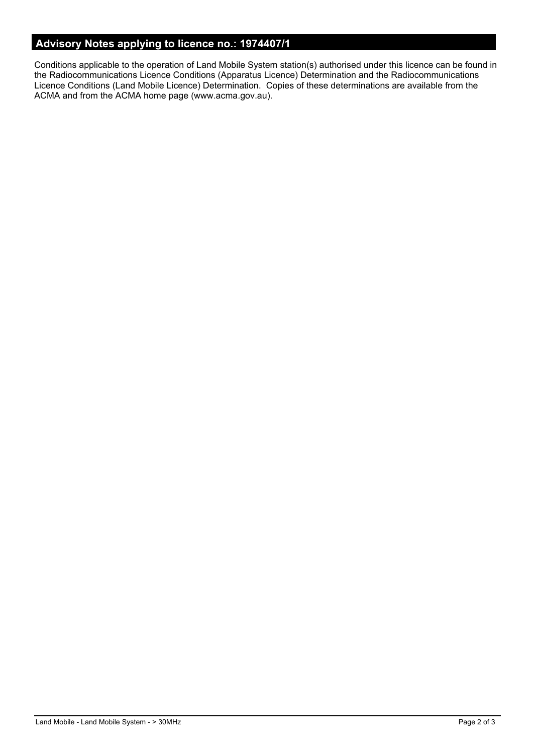## Advisory Notes applying to licence no.: 1974407/1

Conditions applicable to the operation of Land Mobile System station(s) authorised under this licence can be found in the Radiocommunications Licence Conditions (Apparatus Licence) Determination and the Radiocommunications Licence Conditions (Land Mobile Licence) Determination. Copies of these determinations are available from the ACMA and from the ACMA home page (www.acma.gov.au).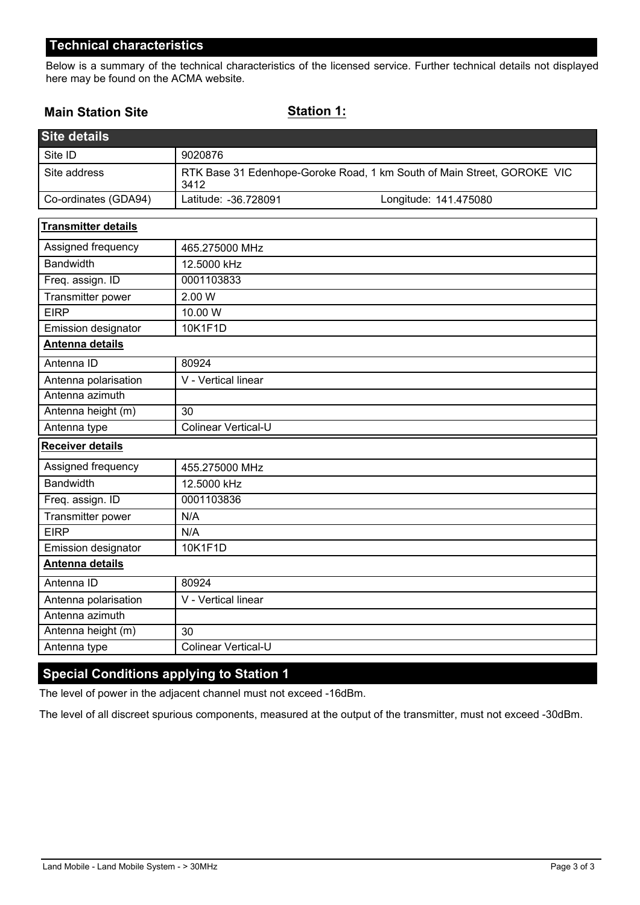## Technical characteristics

Below is a summary of the technical characteristics of the licensed service. Further technical details not displayed here may be found on the ACMA website.

**Main Station Site** **Station 1:**

| Site details | |
|---|---|
| Site ID | 9020876 |
| Site address | RTK Base 31 Edenhope-Goroke Road, 1 km South of Main Street, GOROKE VIC 3412 |
| Co-ordinates (GDA94) | Latitude: -36.728091 Longitude: 141.475080 |

| Transmitter details | |
|---|---|
| Assigned frequency | 465.275000 MHz |
| Bandwidth | 12.5000 kHz |
| Freq. assign. ID | 0001103833 |
| Transmitter power | 2.00 W |
| EIRP | 10.00 W |
| Emission designator | 10K1F1D |
| **Antenna details** | |
| Antenna ID | 80924 |
| Antenna polarisation | V - Vertical linear |
| Antenna azimuth | |
| Antenna height (m) | 30 |
| Antenna type | Colinear Vertical-U |

| Receiver details | |
|---|---|
| Assigned frequency | 455.275000 MHz |
| Bandwidth | 12.5000 kHz |
| Freq. assign. ID | 0001103836 |
| Transmitter power | N/A |
| EIRP | N/A |
| Emission designator | 10K1F1D |
| **Antenna details** | |
| Antenna ID | 80924 |
| Antenna polarisation | V - Vertical linear |
| Antenna azimuth | |
| Antenna height (m) | 30 |
| Antenna type | Colinear Vertical-U |

## Special Conditions applying to Station 1

The level of power in the adjacent channel must not exceed -16dBm.

The level of all discreet spurious components, measured at the output of the transmitter, must not exceed -30dBm.